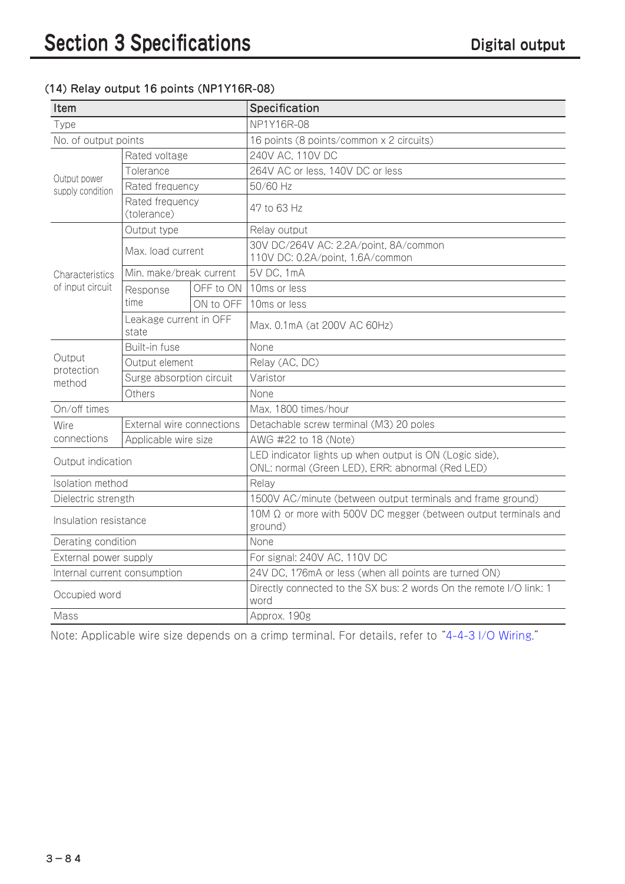### (14) Relay output 16 points (NP1Y16R-08)

| Item | | | Specification |
|---|---|---|---|
| Type | | | NP1Y16R-08 |
| No. of output points | | | 16 points (8 points/common x 2 circuits) |
| Output power supply condition | Rated voltage | | 240V AC, 110V DC |
| | Tolerance | | 264V AC or less, 140V DC or less |
| | Rated frequency | | 50/60 Hz |
| | Rated frequency (tolerance) | | 47 to 63 Hz |
| Characteristics of input circuit | Output type | | Relay output |
| | Max. load current | | 30V DC/264V AC: 2.2A/point, 8A/common<br>110V DC: 0.2A/point, 1.6A/common |
| | Min. make/break current | | 5V DC, 1mA |
| | Response time | OFF to ON | 10ms or less |
| | | ON to OFF | 10ms or less |
| | Leakage current in OFF state | | Max. 0.1mA (at 200V AC 60Hz) |
| Output protection method | Built-in fuse | | None |
| | Output element | | Relay (AC, DC) |
| | Surge absorption circuit | | Varistor |
| | Others | | None |
| On/off times | | | Max. 1800 times/hour |
| Wire connections | External wire connections | | Detachable screw terminal (M3) 20 poles |
| | Applicable wire size | | AWG #22 to 18 (Note) |
| Output indication | | | LED indicator lights up when output is ON (Logic side),<br>ONL: normal (Green LED), ERR: abnormal (Red LED) |
| Isolation method | | | Relay |
| Dielectric strength | | | 1500V AC/minute (between output terminals and frame ground) |
| Insulation resistance | | | 10M Ω or more with 500V DC megger (between output terminals and ground) |
| Derating condition | | | None |
| External power supply | | | For signal: 240V AC, 110V DC |
| Internal current consumption | | | 24V DC, 176mA or less (when all points are turned ON) |
| Occupied word | | | Directly connected to the SX bus: 2 words On the remote I/O link: 1 word |
| Mass | | | Approx. 190g |

Note: Applicable wire size depends on a crimp terminal. For details, refer to "4-4-3 I/O Wiring."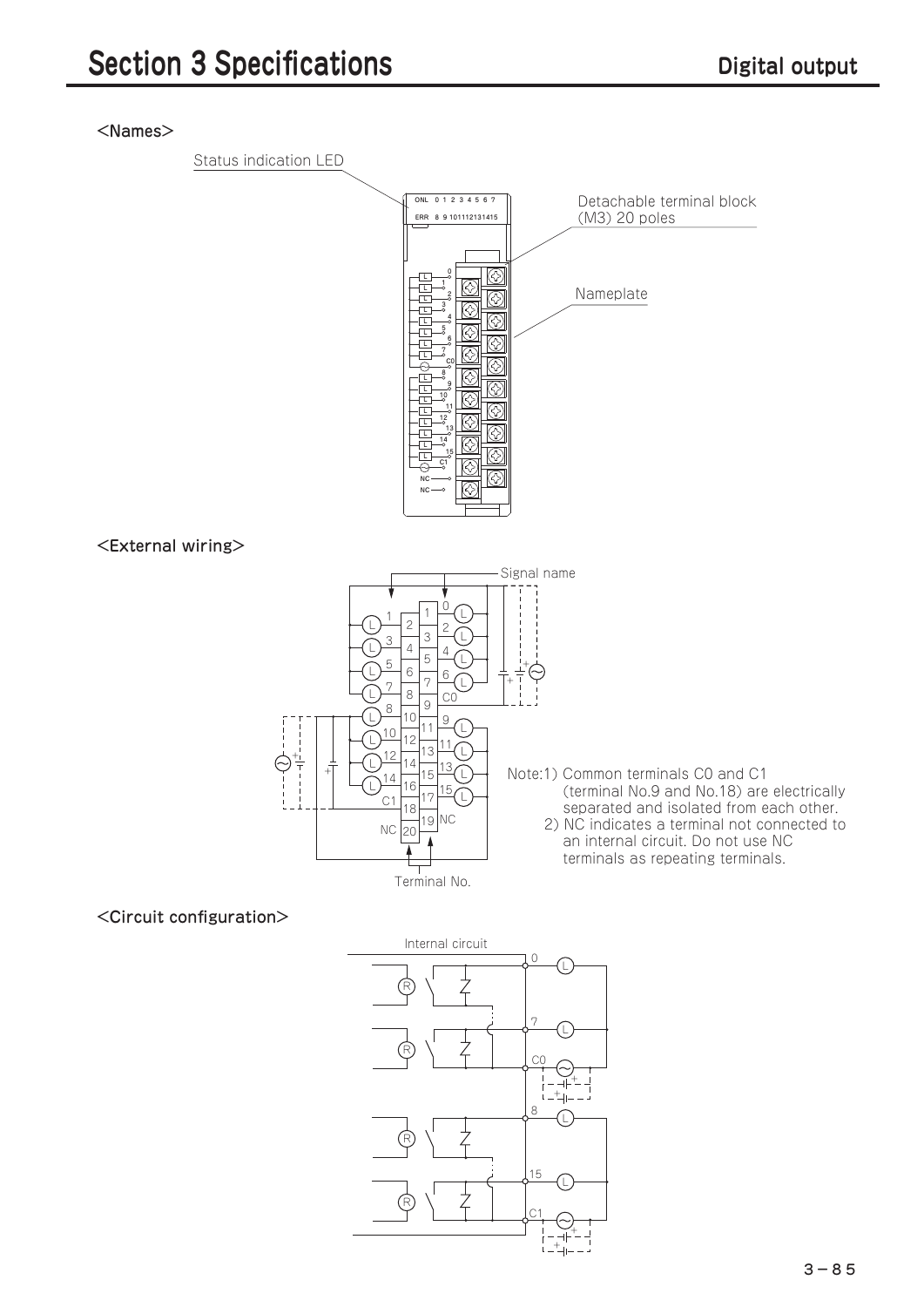## <Names>

Status indication LED

Detachable terminal block (M3) 20 poles

Nameplate

ONL 0 1 2 3 4 5 6 7

ERR 8 9 101112131415

## <External wiring>

Signal name

Terminal No.

Note:1) Common terminals C0 and C1 (terminal No.9 and No.18) are electrically separated and isolated from each other.

2) NC indicates a terminal not connected to an internal circuit. Do not use NC terminals as repeating terminals.

## <Circuit configuration>

Internal circuit